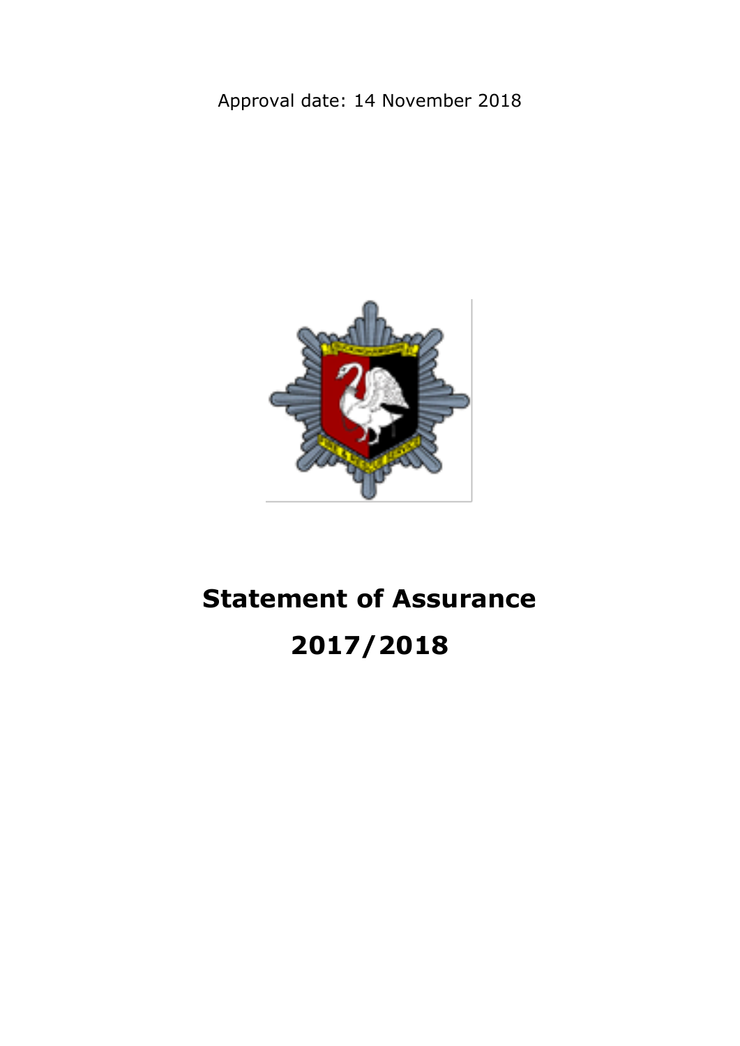Approval date: 14 November 2018

# Statement of Assurance

# 2017/2018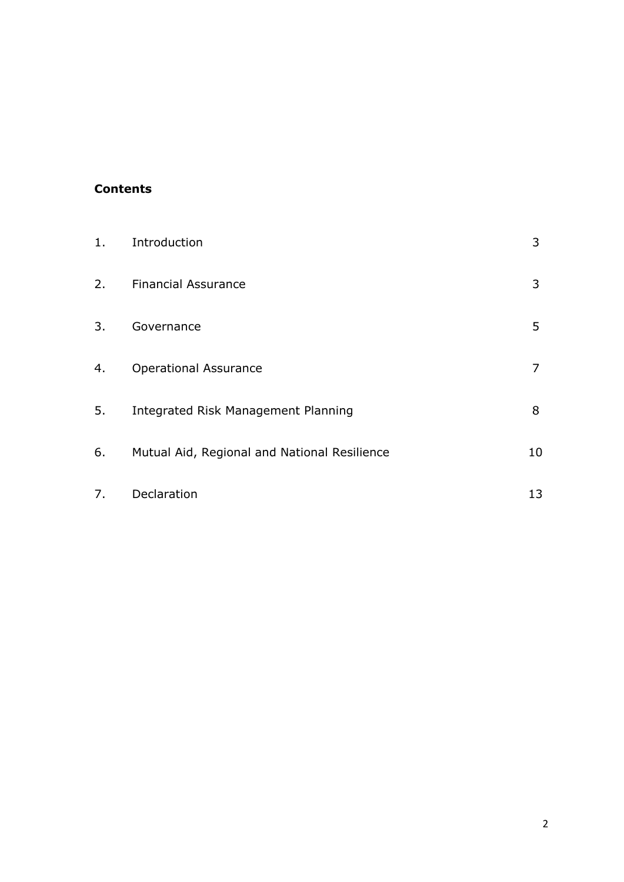**Contents**

| | | |
|---|---|---|
| 1. | Introduction | 3 |
| 2. | Financial Assurance | 3 |
| 3. | Governance | 5 |
| 4. | Operational Assurance | 7 |
| 5. | Integrated Risk Management Planning | 8 |
| 6. | Mutual Aid, Regional and National Resilience | 10 |
| 7. | Declaration | 13 |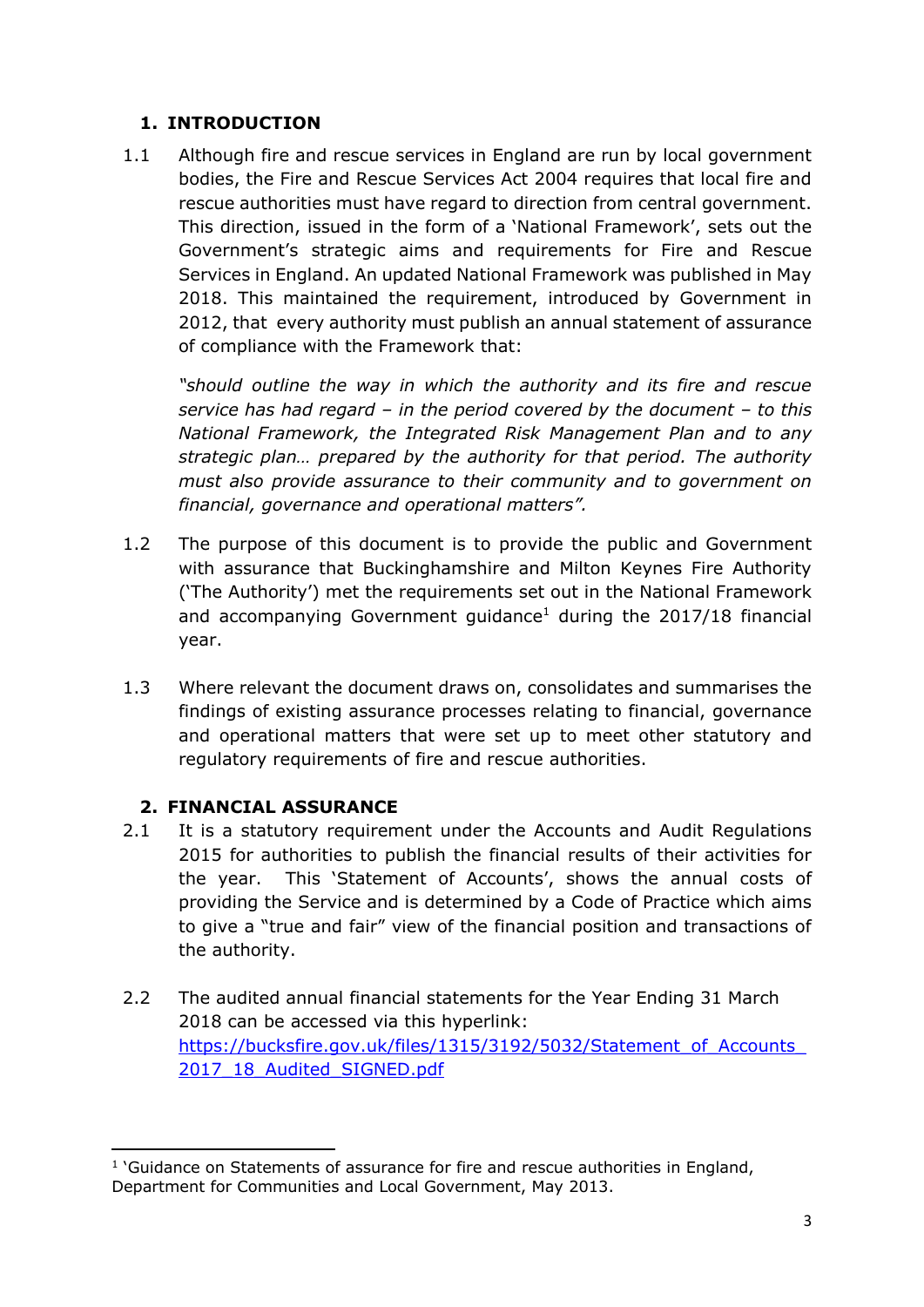## 1. INTRODUCTION

1.1 Although fire and rescue services in England are run by local government bodies, the Fire and Rescue Services Act 2004 requires that local fire and rescue authorities must have regard to direction from central government. This direction, issued in the form of a 'National Framework', sets out the Government's strategic aims and requirements for Fire and Rescue Services in England. An updated National Framework was published in May 2018. This maintained the requirement, introduced by Government in 2012, that every authority must publish an annual statement of assurance of compliance with the Framework that:

*"should outline the way in which the authority and its fire and rescue service has had regard – in the period covered by the document – to this National Framework, the Integrated Risk Management Plan and to any strategic plan… prepared by the authority for that period. The authority must also provide assurance to their community and to government on financial, governance and operational matters".*

1.2 The purpose of this document is to provide the public and Government with assurance that Buckinghamshire and Milton Keynes Fire Authority ('The Authority') met the requirements set out in the National Framework and accompanying Government guidance[1] during the 2017/18 financial year.

1.3 Where relevant the document draws on, consolidates and summarises the findings of existing assurance processes relating to financial, governance and operational matters that were set up to meet other statutory and regulatory requirements of fire and rescue authorities.

## 2. FINANCIAL ASSURANCE

2.1 It is a statutory requirement under the Accounts and Audit Regulations 2015 for authorities to publish the financial results of their activities for the year. This 'Statement of Accounts', shows the annual costs of providing the Service and is determined by a Code of Practice which aims to give a "true and fair" view of the financial position and transactions of the authority.

2.2 The audited annual financial statements for the Year Ending 31 March 2018 can be accessed via this hyperlink: https://bucksfire.gov.uk/files/1315/3192/5032/Statement_of_Accounts_2017_18_Audited_SIGNED.pdf

---

[1] 'Guidance on Statements of assurance for fire and rescue authorities in England, Department for Communities and Local Government, May 2013.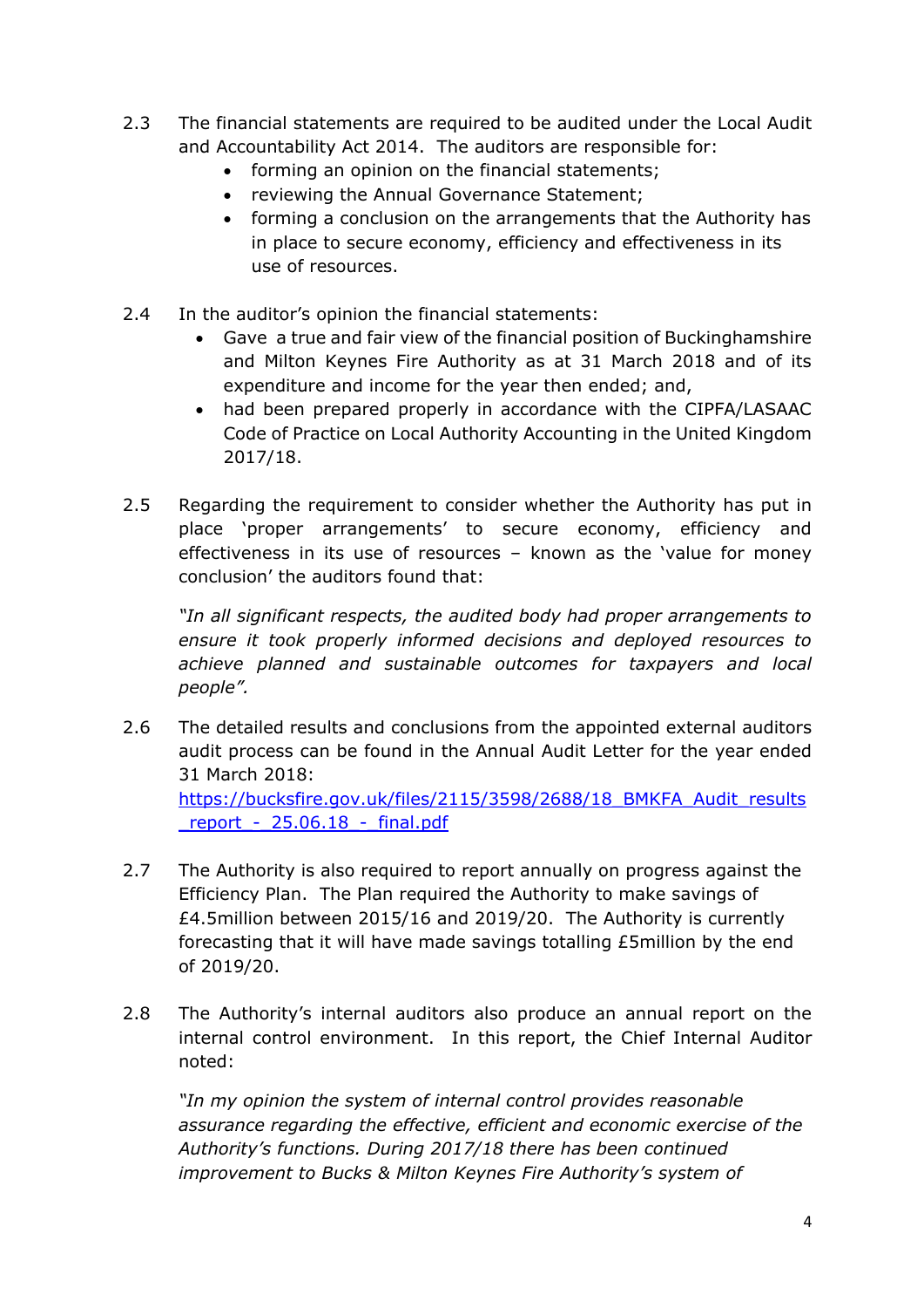2.3 The financial statements are required to be audited under the Local Audit and Accountability Act 2014. The auditors are responsible for:

- forming an opinion on the financial statements;
- reviewing the Annual Governance Statement;
- forming a conclusion on the arrangements that the Authority has in place to secure economy, efficiency and effectiveness in its use of resources.

2.4 In the auditor's opinion the financial statements:

- Gave a true and fair view of the financial position of Buckinghamshire and Milton Keynes Fire Authority as at 31 March 2018 and of its expenditure and income for the year then ended; and,
- had been prepared properly in accordance with the CIPFA/LASAAC Code of Practice on Local Authority Accounting in the United Kingdom 2017/18.

2.5 Regarding the requirement to consider whether the Authority has put in place 'proper arrangements' to secure economy, efficiency and effectiveness in its use of resources – known as the 'value for money conclusion' the auditors found that:

*"In all significant respects, the audited body had proper arrangements to ensure it took properly informed decisions and deployed resources to achieve planned and sustainable outcomes for taxpayers and local people".*

2.6 The detailed results and conclusions from the appointed external auditors audit process can be found in the Annual Audit Letter for the year ended 31 March 2018:
https://bucksfire.gov.uk/files/2115/3598/2688/18_BMKFA_Audit_results_report_-_25.06.18_-_final.pdf

2.7 The Authority is also required to report annually on progress against the Efficiency Plan. The Plan required the Authority to make savings of £4.5million between 2015/16 and 2019/20. The Authority is currently forecasting that it will have made savings totalling £5million by the end of 2019/20.

2.8 The Authority's internal auditors also produce an annual report on the internal control environment. In this report, the Chief Internal Auditor noted:

*"In my opinion the system of internal control provides reasonable assurance regarding the effective, efficient and economic exercise of the Authority's functions. During 2017/18 there has been continued improvement to Bucks & Milton Keynes Fire Authority's system of*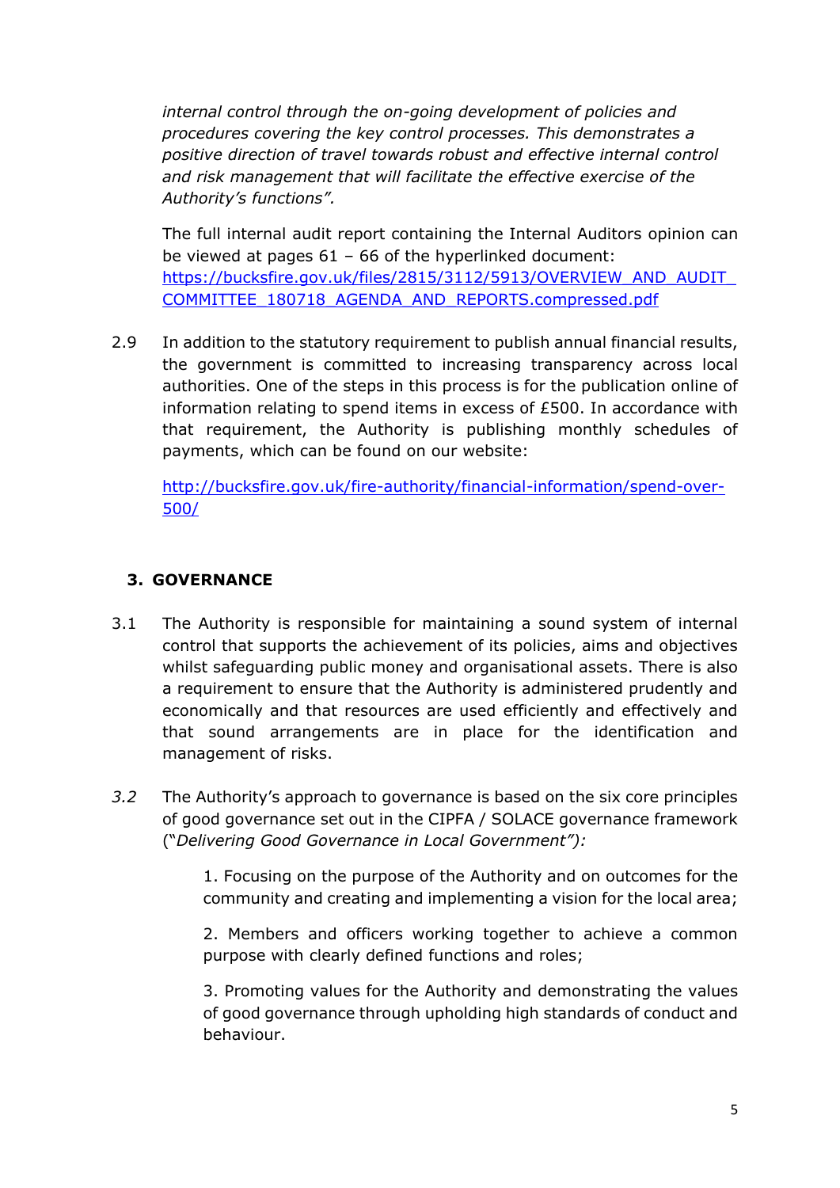*internal control through the on-going development of policies and procedures covering the key control processes. This demonstrates a positive direction of travel towards robust and effective internal control and risk management that will facilitate the effective exercise of the Authority's functions".*

The full internal audit report containing the Internal Auditors opinion can be viewed at pages 61 – 66 of the hyperlinked document: [https://bucksfire.gov.uk/files/2815/3112/5913/OVERVIEW_AND_AUDIT_COMMITTEE_180718_AGENDA_AND_REPORTS.compressed.pdf](https://bucksfire.gov.uk/files/2815/3112/5913/OVERVIEW_AND_AUDIT_COMMITTEE_180718_AGENDA_AND_REPORTS.compressed.pdf)

2.9 In addition to the statutory requirement to publish annual financial results, the government is committed to increasing transparency across local authorities. One of the steps in this process is for the publication online of information relating to spend items in excess of £500. In accordance with that requirement, the Authority is publishing monthly schedules of payments, which can be found on our website:

[http://bucksfire.gov.uk/fire-authority/financial-information/spend-over-500/](http://bucksfire.gov.uk/fire-authority/financial-information/spend-over-500/)

## 3. GOVERNANCE

3.1 The Authority is responsible for maintaining a sound system of internal control that supports the achievement of its policies, aims and objectives whilst safeguarding public money and organisational assets. There is also a requirement to ensure that the Authority is administered prudently and economically and that resources are used efficiently and effectively and that sound arrangements are in place for the identification and management of risks.

*3.2* The Authority's approach to governance is based on the six core principles of good governance set out in the CIPFA / SOLACE governance framework ("*Delivering Good Governance in Local Government"):*

1. Focusing on the purpose of the Authority and on outcomes for the community and creating and implementing a vision for the local area;

2. Members and officers working together to achieve a common purpose with clearly defined functions and roles;

3. Promoting values for the Authority and demonstrating the values of good governance through upholding high standards of conduct and behaviour.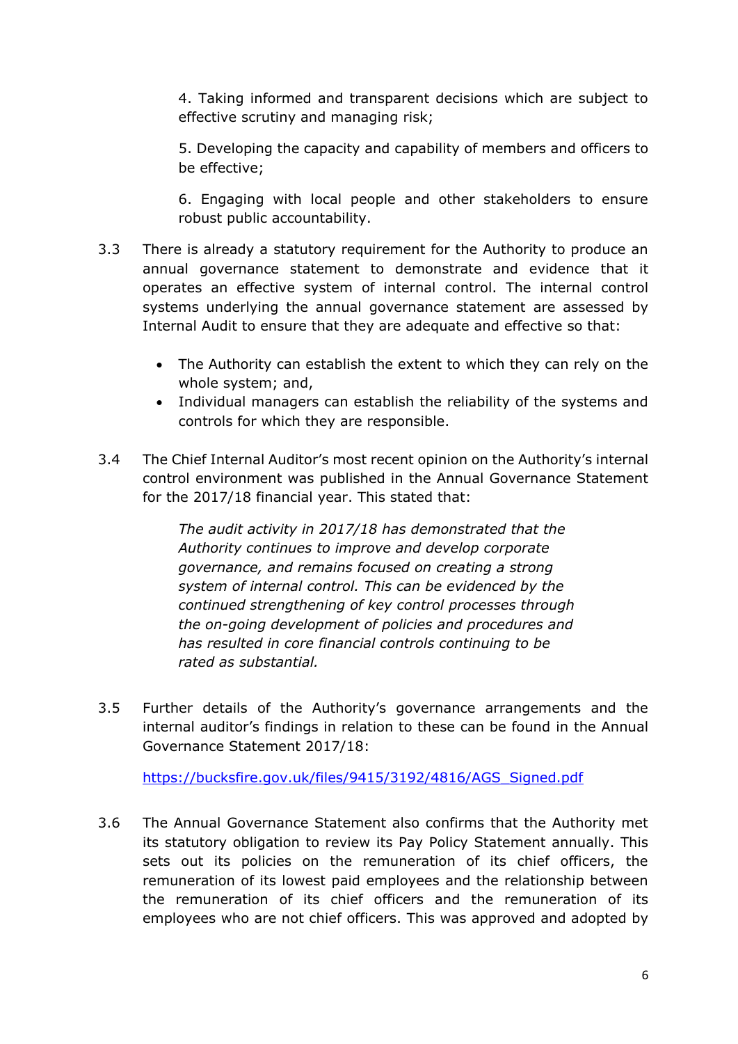4. Taking informed and transparent decisions which are subject to effective scrutiny and managing risk;

5. Developing the capacity and capability of members and officers to be effective;

6. Engaging with local people and other stakeholders to ensure robust public accountability.

3.3 There is already a statutory requirement for the Authority to produce an annual governance statement to demonstrate and evidence that it operates an effective system of internal control. The internal control systems underlying the annual governance statement are assessed by Internal Audit to ensure that they are adequate and effective so that:

- The Authority can establish the extent to which they can rely on the whole system; and,
- Individual managers can establish the reliability of the systems and controls for which they are responsible.

3.4 The Chief Internal Auditor's most recent opinion on the Authority's internal control environment was published in the Annual Governance Statement for the 2017/18 financial year. This stated that:

> *The audit activity in 2017/18 has demonstrated that the Authority continues to improve and develop corporate governance, and remains focused on creating a strong system of internal control. This can be evidenced by the continued strengthening of key control processes through the on-going development of policies and procedures and has resulted in core financial controls continuing to be rated as substantial.*

3.5 Further details of the Authority's governance arrangements and the internal auditor's findings in relation to these can be found in the Annual Governance Statement 2017/18:

[https://bucksfire.gov.uk/files/9415/3192/4816/AGS_Signed.pdf](https://bucksfire.gov.uk/files/9415/3192/4816/AGS_Signed.pdf)

3.6 The Annual Governance Statement also confirms that the Authority met its statutory obligation to review its Pay Policy Statement annually. This sets out its policies on the remuneration of its chief officers, the remuneration of its lowest paid employees and the relationship between the remuneration of its chief officers and the remuneration of its employees who are not chief officers. This was approved and adopted by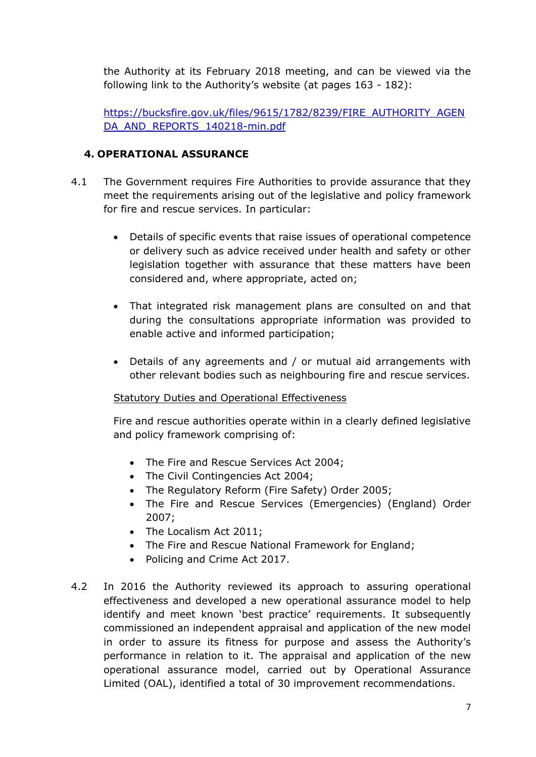the Authority at its February 2018 meeting, and can be viewed via the following link to the Authority's website (at pages 163 - 182):

https://bucksfire.gov.uk/files/9615/1782/8239/FIRE_AUTHORITY_AGENDA_AND_REPORTS_140218-min.pdf

## 4. OPERATIONAL ASSURANCE

4.1 The Government requires Fire Authorities to provide assurance that they meet the requirements arising out of the legislative and policy framework for fire and rescue services. In particular:

- Details of specific events that raise issues of operational competence or delivery such as advice received under health and safety or other legislation together with assurance that these matters have been considered and, where appropriate, acted on;
- That integrated risk management plans are consulted on and that during the consultations appropriate information was provided to enable active and informed participation;
- Details of any agreements and / or mutual aid arrangements with other relevant bodies such as neighbouring fire and rescue services.

Statutory Duties and Operational Effectiveness

Fire and rescue authorities operate within in a clearly defined legislative and policy framework comprising of:

- The Fire and Rescue Services Act 2004;
- The Civil Contingencies Act 2004;
- The Regulatory Reform (Fire Safety) Order 2005;
- The Fire and Rescue Services (Emergencies) (England) Order 2007;
- The Localism Act 2011;
- The Fire and Rescue National Framework for England;
- Policing and Crime Act 2017.

4.2 In 2016 the Authority reviewed its approach to assuring operational effectiveness and developed a new operational assurance model to help identify and meet known 'best practice' requirements. It subsequently commissioned an independent appraisal and application of the new model in order to assure its fitness for purpose and assess the Authority's performance in relation to it. The appraisal and application of the new operational assurance model, carried out by Operational Assurance Limited (OAL), identified a total of 30 improvement recommendations.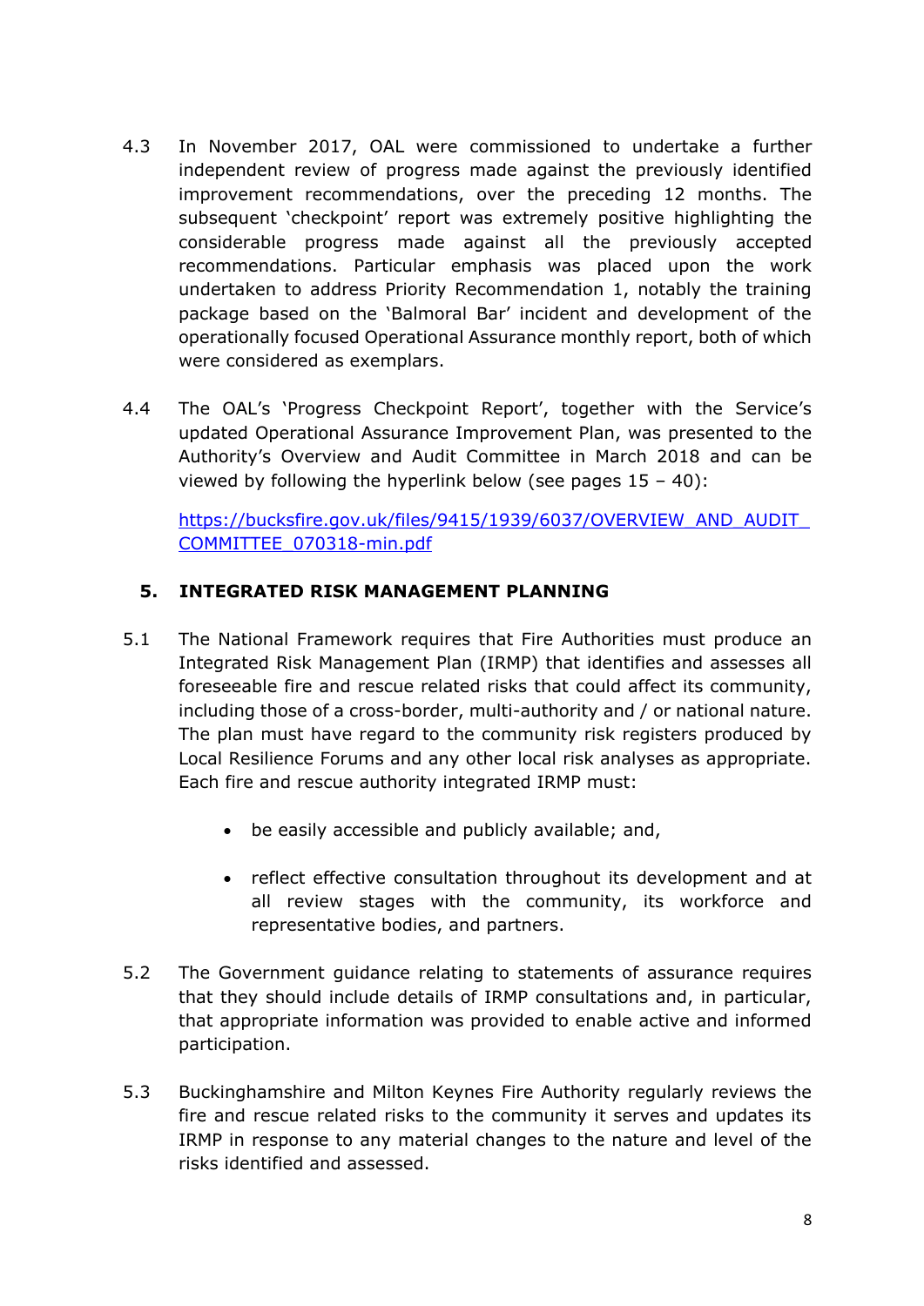4.3 In November 2017, OAL were commissioned to undertake a further independent review of progress made against the previously identified improvement recommendations, over the preceding 12 months. The subsequent 'checkpoint' report was extremely positive highlighting the considerable progress made against all the previously accepted recommendations. Particular emphasis was placed upon the work undertaken to address Priority Recommendation 1, notably the training package based on the 'Balmoral Bar' incident and development of the operationally focused Operational Assurance monthly report, both of which were considered as exemplars.

4.4 The OAL's 'Progress Checkpoint Report', together with the Service's updated Operational Assurance Improvement Plan, was presented to the Authority's Overview and Audit Committee in March 2018 and can be viewed by following the hyperlink below (see pages 15 – 40):

[https://bucksfire.gov.uk/files/9415/1939/6037/OVERVIEW_AND_AUDIT_COMMITTEE_070318-min.pdf](https://bucksfire.gov.uk/files/9415/1939/6037/OVERVIEW_AND_AUDIT_COMMITTEE_070318-min.pdf)

## 5. INTEGRATED RISK MANAGEMENT PLANNING

5.1 The National Framework requires that Fire Authorities must produce an Integrated Risk Management Plan (IRMP) that identifies and assesses all foreseeable fire and rescue related risks that could affect its community, including those of a cross-border, multi-authority and / or national nature. The plan must have regard to the community risk registers produced by Local Resilience Forums and any other local risk analyses as appropriate. Each fire and rescue authority integrated IRMP must:

- be easily accessible and publicly available; and,
- reflect effective consultation throughout its development and at all review stages with the community, its workforce and representative bodies, and partners.

5.2 The Government guidance relating to statements of assurance requires that they should include details of IRMP consultations and, in particular, that appropriate information was provided to enable active and informed participation.

5.3 Buckinghamshire and Milton Keynes Fire Authority regularly reviews the fire and rescue related risks to the community it serves and updates its IRMP in response to any material changes to the nature and level of the risks identified and assessed.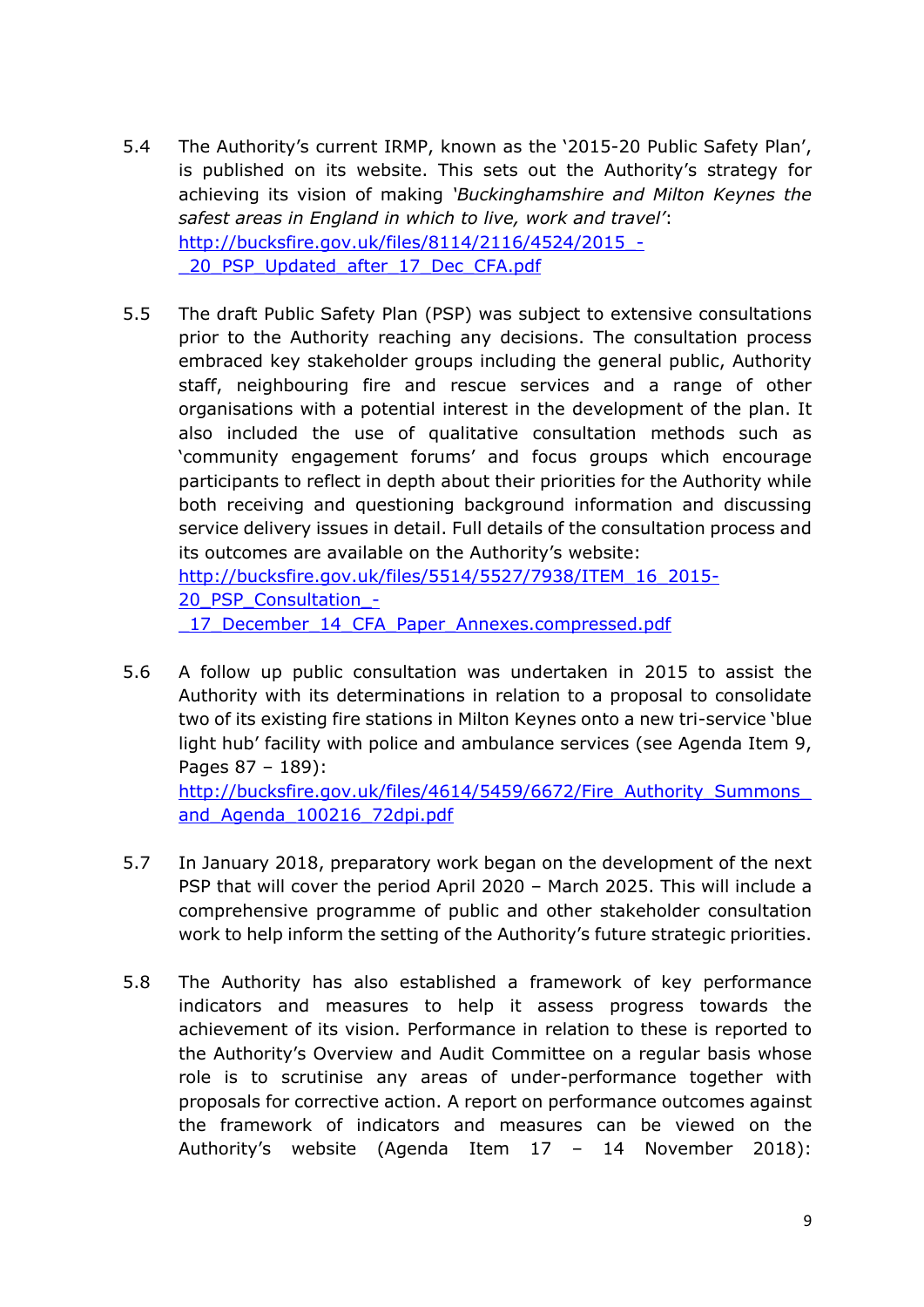5.4 The Authority's current IRMP, known as the '2015-20 Public Safety Plan', is published on its website. This sets out the Authority's strategy for achieving its vision of making *'Buckinghamshire and Milton Keynes the safest areas in England in which to live, work and travel'*: http://bucksfire.gov.uk/files/8114/2116/4524/2015_-_20_PSP_Updated_after_17_Dec_CFA.pdf

5.5 The draft Public Safety Plan (PSP) was subject to extensive consultations prior to the Authority reaching any decisions. The consultation process embraced key stakeholder groups including the general public, Authority staff, neighbouring fire and rescue services and a range of other organisations with a potential interest in the development of the plan. It also included the use of qualitative consultation methods such as 'community engagement forums' and focus groups which encourage participants to reflect in depth about their priorities for the Authority while both receiving and questioning background information and discussing service delivery issues in detail. Full details of the consultation process and its outcomes are available on the Authority's website: http://bucksfire.gov.uk/files/5514/5527/7938/ITEM_16_2015-20_PSP_Consultation_-_17_December_14_CFA_Paper_Annexes.compressed.pdf

5.6 A follow up public consultation was undertaken in 2015 to assist the Authority with its determinations in relation to a proposal to consolidate two of its existing fire stations in Milton Keynes onto a new tri-service 'blue light hub' facility with police and ambulance services (see Agenda Item 9, Pages 87 – 189): http://bucksfire.gov.uk/files/4614/5459/6672/Fire_Authority_Summons_and_Agenda_100216_72dpi.pdf

5.7 In January 2018, preparatory work began on the development of the next PSP that will cover the period April 2020 – March 2025. This will include a comprehensive programme of public and other stakeholder consultation work to help inform the setting of the Authority's future strategic priorities.

5.8 The Authority has also established a framework of key performance indicators and measures to help it assess progress towards the achievement of its vision. Performance in relation to these is reported to the Authority's Overview and Audit Committee on a regular basis whose role is to scrutinise any areas of under-performance together with proposals for corrective action. A report on performance outcomes against the framework of indicators and measures can be viewed on the Authority's website (Agenda Item 17 – 14 November 2018):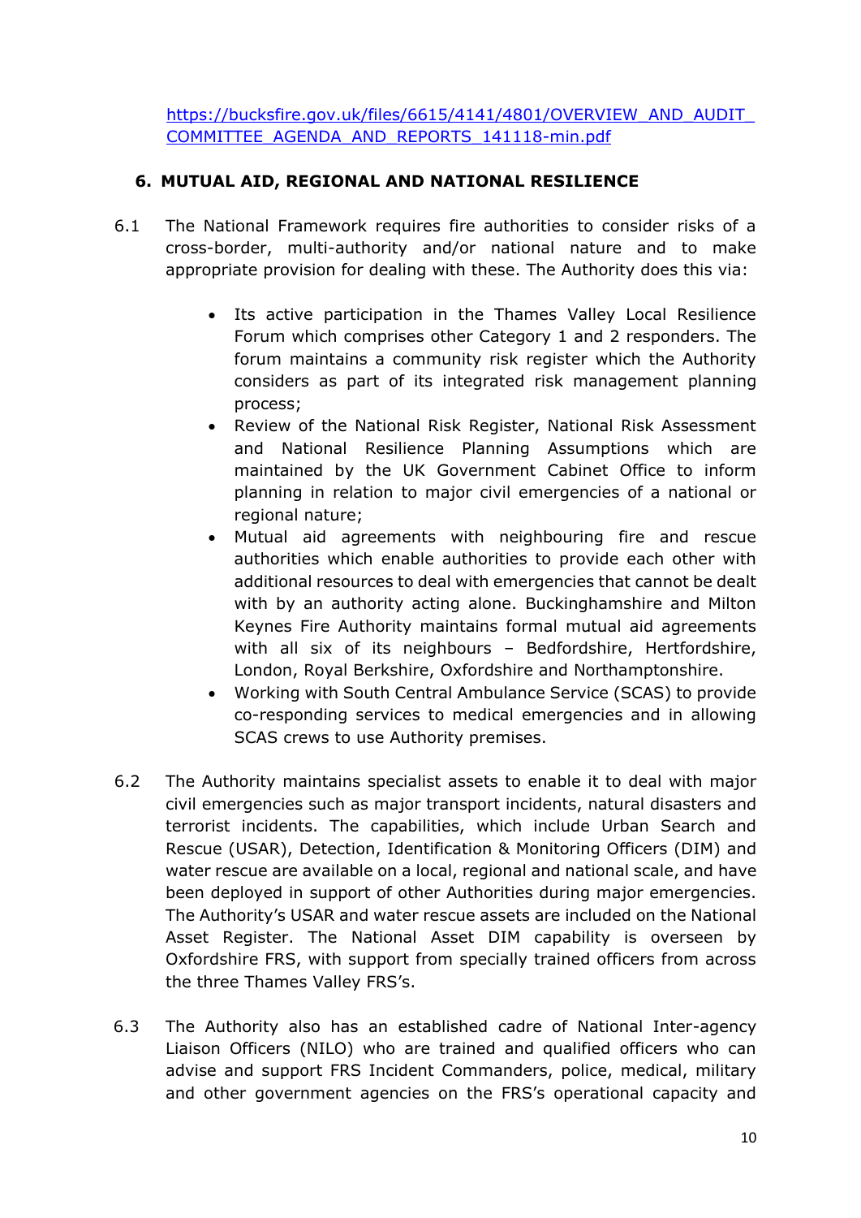https://bucksfire.gov.uk/files/6615/4141/4801/OVERVIEW_AND_AUDIT_COMMITTEE_AGENDA_AND_REPORTS_141118-min.pdf

## 6. MUTUAL AID, REGIONAL AND NATIONAL RESILIENCE

6.1 The National Framework requires fire authorities to consider risks of a cross-border, multi-authority and/or national nature and to make appropriate provision for dealing with these. The Authority does this via:

- Its active participation in the Thames Valley Local Resilience Forum which comprises other Category 1 and 2 responders. The forum maintains a community risk register which the Authority considers as part of its integrated risk management planning process;
- Review of the National Risk Register, National Risk Assessment and National Resilience Planning Assumptions which are maintained by the UK Government Cabinet Office to inform planning in relation to major civil emergencies of a national or regional nature;
- Mutual aid agreements with neighbouring fire and rescue authorities which enable authorities to provide each other with additional resources to deal with emergencies that cannot be dealt with by an authority acting alone. Buckinghamshire and Milton Keynes Fire Authority maintains formal mutual aid agreements with all six of its neighbours – Bedfordshire, Hertfordshire, London, Royal Berkshire, Oxfordshire and Northamptonshire.
- Working with South Central Ambulance Service (SCAS) to provide co-responding services to medical emergencies and in allowing SCAS crews to use Authority premises.

6.2 The Authority maintains specialist assets to enable it to deal with major civil emergencies such as major transport incidents, natural disasters and terrorist incidents. The capabilities, which include Urban Search and Rescue (USAR), Detection, Identification & Monitoring Officers (DIM) and water rescue are available on a local, regional and national scale, and have been deployed in support of other Authorities during major emergencies. The Authority's USAR and water rescue assets are included on the National Asset Register. The National Asset DIM capability is overseen by Oxfordshire FRS, with support from specially trained officers from across the three Thames Valley FRS's.

6.3 The Authority also has an established cadre of National Inter-agency Liaison Officers (NILO) who are trained and qualified officers who can advise and support FRS Incident Commanders, police, medical, military and other government agencies on the FRS's operational capacity and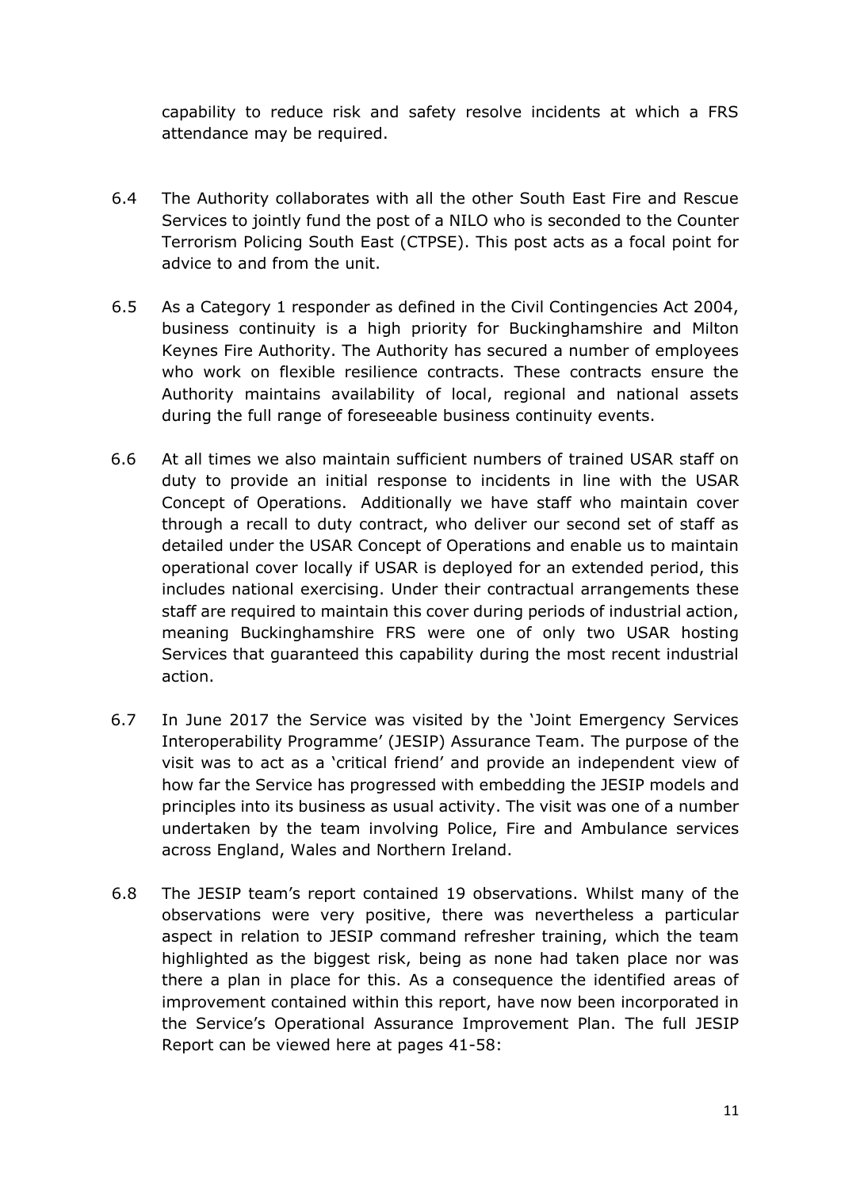capability to reduce risk and safety resolve incidents at which a FRS attendance may be required.

6.4 The Authority collaborates with all the other South East Fire and Rescue Services to jointly fund the post of a NILO who is seconded to the Counter Terrorism Policing South East (CTPSE). This post acts as a focal point for advice to and from the unit.

6.5 As a Category 1 responder as defined in the Civil Contingencies Act 2004, business continuity is a high priority for Buckinghamshire and Milton Keynes Fire Authority. The Authority has secured a number of employees who work on flexible resilience contracts. These contracts ensure the Authority maintains availability of local, regional and national assets during the full range of foreseeable business continuity events.

6.6 At all times we also maintain sufficient numbers of trained USAR staff on duty to provide an initial response to incidents in line with the USAR Concept of Operations. Additionally we have staff who maintain cover through a recall to duty contract, who deliver our second set of staff as detailed under the USAR Concept of Operations and enable us to maintain operational cover locally if USAR is deployed for an extended period, this includes national exercising. Under their contractual arrangements these staff are required to maintain this cover during periods of industrial action, meaning Buckinghamshire FRS were one of only two USAR hosting Services that guaranteed this capability during the most recent industrial action.

6.7 In June 2017 the Service was visited by the 'Joint Emergency Services Interoperability Programme' (JESIP) Assurance Team. The purpose of the visit was to act as a 'critical friend' and provide an independent view of how far the Service has progressed with embedding the JESIP models and principles into its business as usual activity. The visit was one of a number undertaken by the team involving Police, Fire and Ambulance services across England, Wales and Northern Ireland.

6.8 The JESIP team's report contained 19 observations. Whilst many of the observations were very positive, there was nevertheless a particular aspect in relation to JESIP command refresher training, which the team highlighted as the biggest risk, being as none had taken place nor was there a plan in place for this. As a consequence the identified areas of improvement contained within this report, have now been incorporated in the Service's Operational Assurance Improvement Plan. The full JESIP Report can be viewed here at pages 41-58: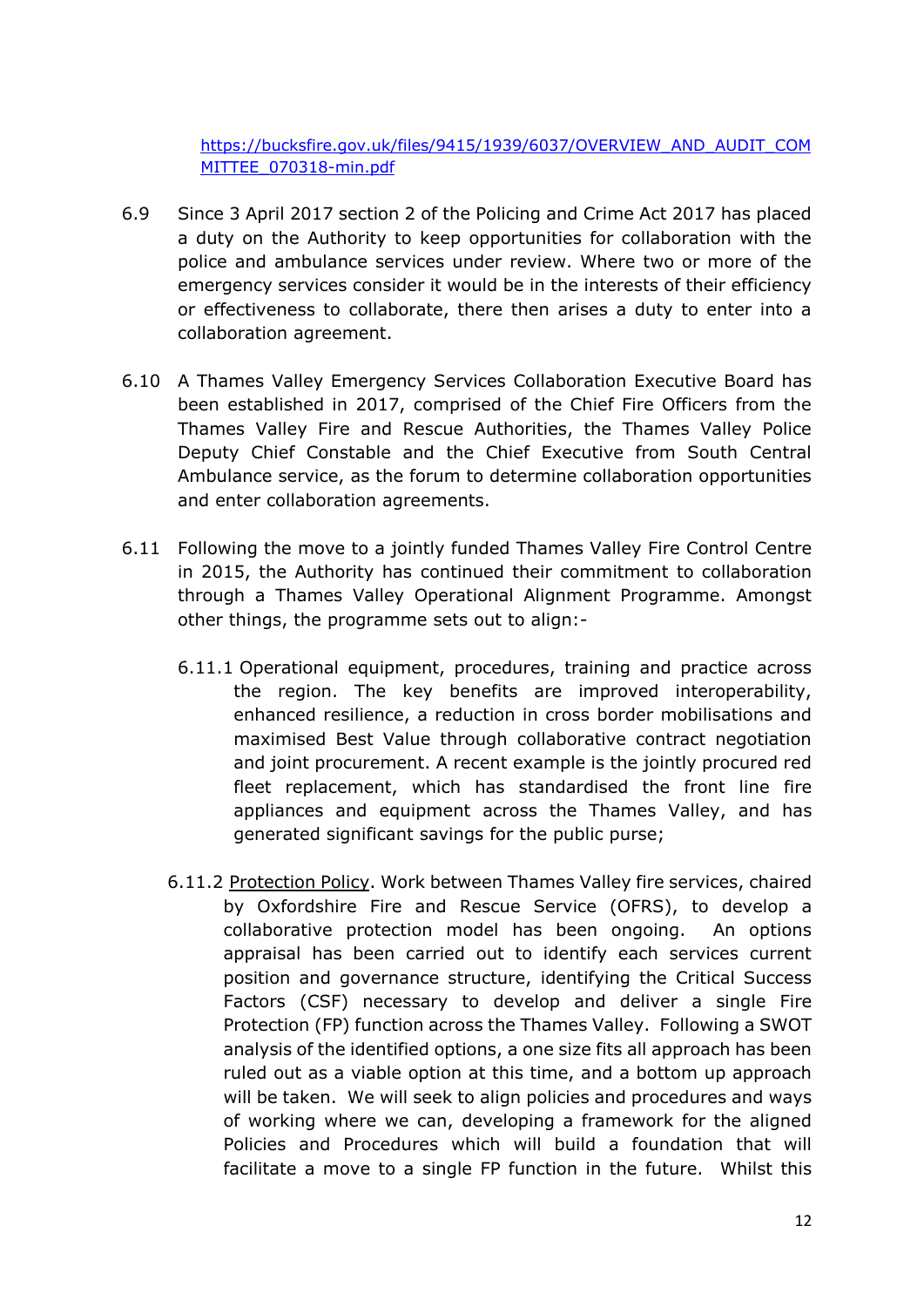https://bucksfire.gov.uk/files/9415/1939/6037/OVERVIEW_AND_AUDIT_COMMITTEE_070318-min.pdf

6.9 Since 3 April 2017 section 2 of the Policing and Crime Act 2017 has placed a duty on the Authority to keep opportunities for collaboration with the police and ambulance services under review. Where two or more of the emergency services consider it would be in the interests of their efficiency or effectiveness to collaborate, there then arises a duty to enter into a collaboration agreement.

6.10 A Thames Valley Emergency Services Collaboration Executive Board has been established in 2017, comprised of the Chief Fire Officers from the Thames Valley Fire and Rescue Authorities, the Thames Valley Police Deputy Chief Constable and the Chief Executive from South Central Ambulance service, as the forum to determine collaboration opportunities and enter collaboration agreements.

6.11 Following the move to a jointly funded Thames Valley Fire Control Centre in 2015, the Authority has continued their commitment to collaboration through a Thames Valley Operational Alignment Programme. Amongst other things, the programme sets out to align:-

6.11.1 Operational equipment, procedures, training and practice across the region. The key benefits are improved interoperability, enhanced resilience, a reduction in cross border mobilisations and maximised Best Value through collaborative contract negotiation and joint procurement. A recent example is the jointly procured red fleet replacement, which has standardised the front line fire appliances and equipment across the Thames Valley, and has generated significant savings for the public purse;

6.11.2 Protection Policy. Work between Thames Valley fire services, chaired by Oxfordshire Fire and Rescue Service (OFRS), to develop a collaborative protection model has been ongoing. An options appraisal has been carried out to identify each services current position and governance structure, identifying the Critical Success Factors (CSF) necessary to develop and deliver a single Fire Protection (FP) function across the Thames Valley. Following a SWOT analysis of the identified options, a one size fits all approach has been ruled out as a viable option at this time, and a bottom up approach will be taken. We will seek to align policies and procedures and ways of working where we can, developing a framework for the aligned Policies and Procedures which will build a foundation that will facilitate a move to a single FP function in the future. Whilst this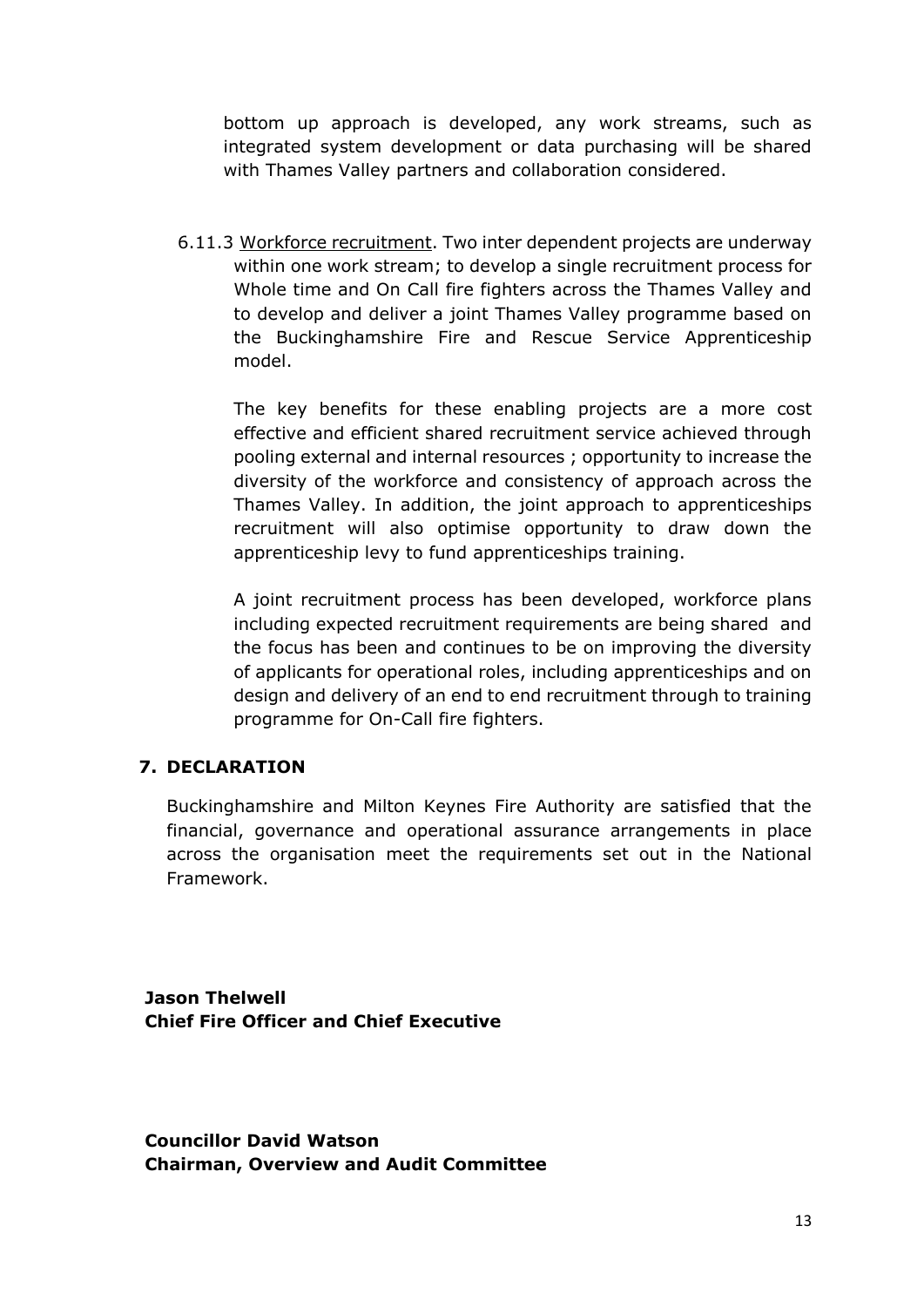bottom up approach is developed, any work streams, such as integrated system development or data purchasing will be shared with Thames Valley partners and collaboration considered.

6.11.3 Workforce recruitment. Two inter dependent projects are underway within one work stream; to develop a single recruitment process for Whole time and On Call fire fighters across the Thames Valley and to develop and deliver a joint Thames Valley programme based on the Buckinghamshire Fire and Rescue Service Apprenticeship model.

The key benefits for these enabling projects are a more cost effective and efficient shared recruitment service achieved through pooling external and internal resources ; opportunity to increase the diversity of the workforce and consistency of approach across the Thames Valley. In addition, the joint approach to apprenticeships recruitment will also optimise opportunity to draw down the apprenticeship levy to fund apprenticeships training.

A joint recruitment process has been developed, workforce plans including expected recruitment requirements are being shared and the focus has been and continues to be on improving the diversity of applicants for operational roles, including apprenticeships and on design and delivery of an end to end recruitment through to training programme for On-Call fire fighters.

## 7. DECLARATION

Buckinghamshire and Milton Keynes Fire Authority are satisfied that the financial, governance and operational assurance arrangements in place across the organisation meet the requirements set out in the National Framework.

**Jason Thelwell**
**Chief Fire Officer and Chief Executive**

**Councillor David Watson**
**Chairman, Overview and Audit Committee**